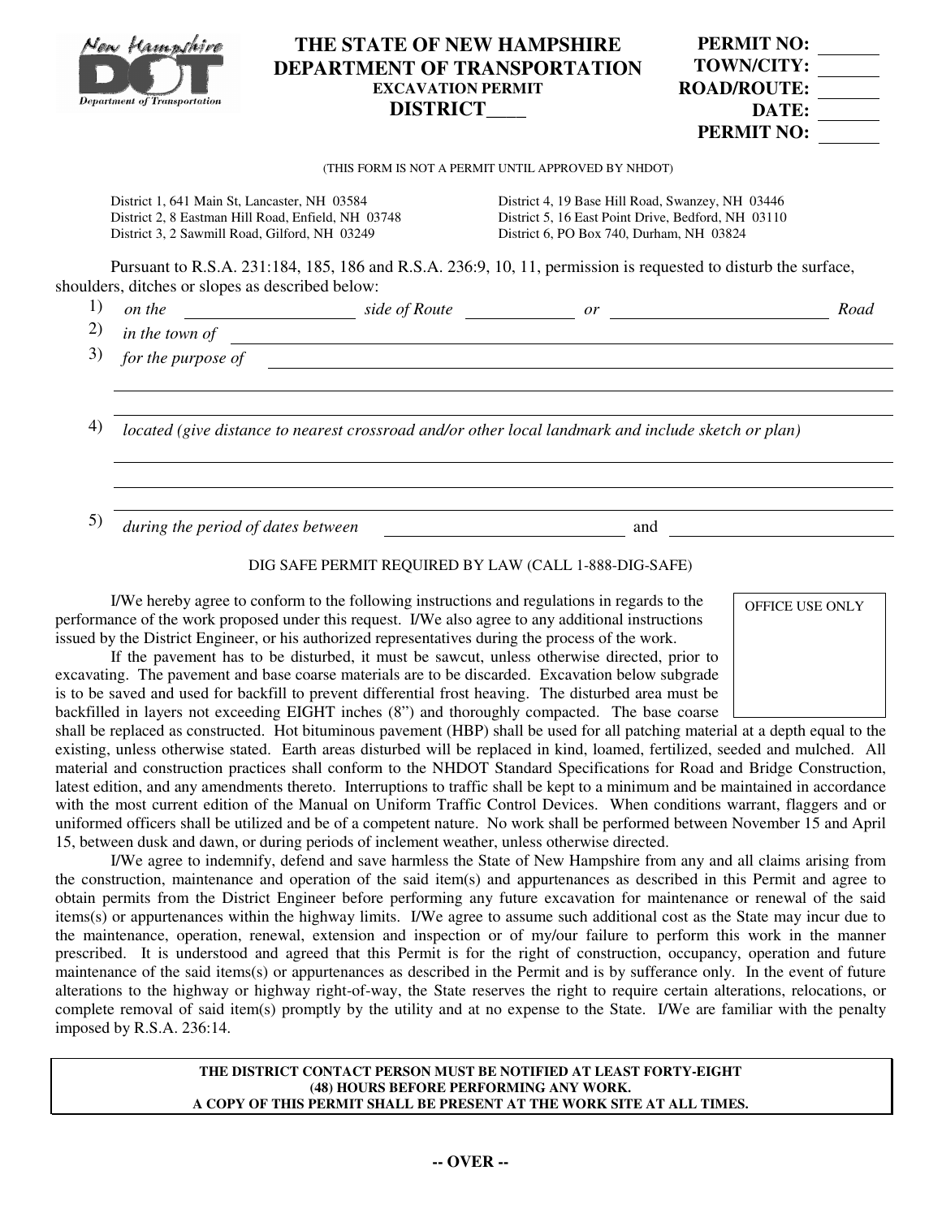# THE STATE OF NEW HAMPSHIRE DEPARTMENT OF TRANSPORTATION

**EXCAVATION PERMIT**

**DISTRICT____**

**PERMIT NO:** _______
**TOWN/CITY:** _______
**ROAD/ROUTE:** _______
**DATE:** _______
**PERMIT NO:** _______

(THIS FORM IS NOT A PERMIT UNTIL APPROVED BY NHDOT)

District 1, 641 Main St, Lancaster, NH 03584
District 2, 8 Eastman Hill Road, Enfield, NH 03748
District 3, 2 Sawmill Road, Gilford, NH 03249
District 4, 19 Base Hill Road, Swanzey, NH 03446
District 5, 16 East Point Drive, Bedford, NH 03110
District 6, PO Box 740, Durham, NH 03824

Pursuant to R.S.A. 231:184, 185, 186 and R.S.A. 236:9, 10, 11, permission is requested to disturb the surface, shoulders, ditches or slopes as described below:

1) *on the* ____________________ *side of Route* _____________ *or* __________________________ *Road*
2) *in the town of* ______________________________________________
3) *for the purpose of* ______________________________________________

______________________________________________

______________________________________________

4) *located (give distance to nearest crossroad and/or other local landmark and include sketch or plan)*

______________________________________________

______________________________________________

______________________________________________

5) *during the period of dates between* ____________________________ and ____________________________

DIG SAFE PERMIT REQUIRED BY LAW (CALL 1-888-DIG-SAFE)

OFFICE USE ONLY

I/We hereby agree to conform to the following instructions and regulations in regards to the performance of the work proposed under this request. I/We also agree to any additional instructions issued by the District Engineer, or his authorized representatives during the process of the work.

If the pavement has to be disturbed, it must be sawcut, unless otherwise directed, prior to excavating. The pavement and base coarse materials are to be discarded. Excavation below subgrade is to be saved and used for backfill to prevent differential frost heaving. The disturbed area must be backfilled in layers not exceeding EIGHT inches (8") and thoroughly compacted. The base coarse shall be replaced as constructed. Hot bituminous pavement (HBP) shall be used for all patching material at a depth equal to the existing, unless otherwise stated. Earth areas disturbed will be replaced in kind, loamed, fertilized, seeded and mulched. All material and construction practices shall conform to the NHDOT Standard Specifications for Road and Bridge Construction, latest edition, and any amendments thereto. Interruptions to traffic shall be kept to a minimum and be maintained in accordance with the most current edition of the Manual on Uniform Traffic Control Devices. When conditions warrant, flaggers and or uniformed officers shall be utilized and be of a competent nature. No work shall be performed between November 15 and April 15, between dusk and dawn, or during periods of inclement weather, unless otherwise directed.

I/We agree to indemnify, defend and save harmless the State of New Hampshire from any and all claims arising from the construction, maintenance and operation of the said item(s) and appurtenances as described in this Permit and agree to obtain permits from the District Engineer before performing any future excavation for maintenance or renewal of the said items(s) or appurtenances within the highway limits. I/We agree to assume such additional cost as the State may incur due to the maintenance, operation, renewal, extension and inspection or of my/our failure to perform this work in the manner prescribed. It is understood and agreed that this Permit is for the right of construction, occupancy, operation and future maintenance of the said items(s) or appurtenances as described in the Permit and is by sufferance only. In the event of future alterations to the highway or highway right-of-way, the State reserves the right to require certain alterations, relocations, or complete removal of said item(s) promptly by the utility and at no expense to the State. I/We are familiar with the penalty imposed by R.S.A. 236:14.

**THE DISTRICT CONTACT PERSON MUST BE NOTIFIED AT LEAST FORTY-EIGHT (48) HOURS BEFORE PERFORMING ANY WORK.**
**A COPY OF THIS PERMIT SHALL BE PRESENT AT THE WORK SITE AT ALL TIMES.**

**-- OVER --**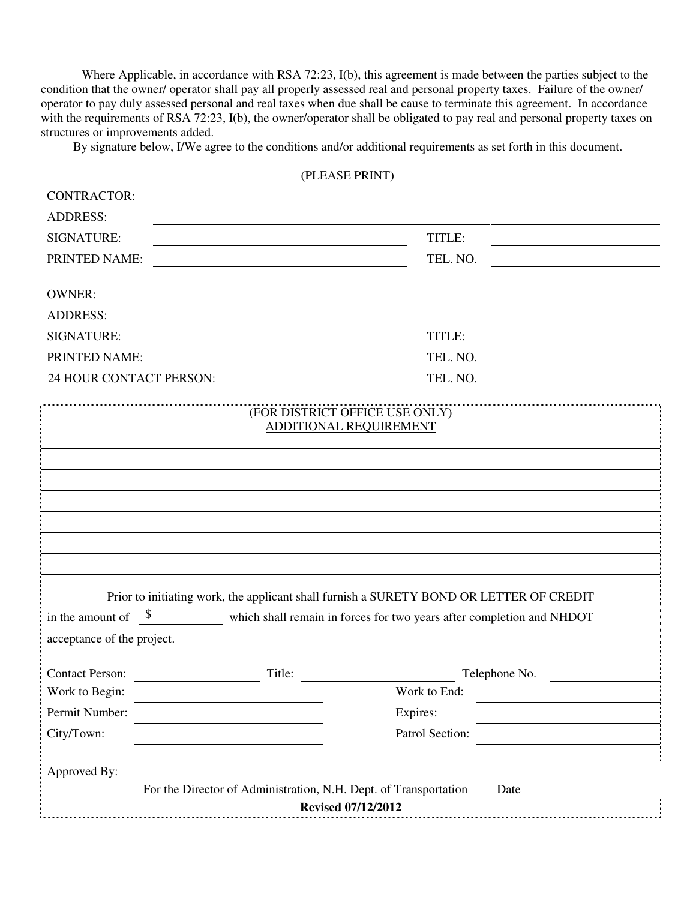Where Applicable, in accordance with RSA 72:23, I(b), this agreement is made between the parties subject to the condition that the owner/ operator shall pay all properly assessed real and personal property taxes. Failure of the owner/ operator to pay duly assessed personal and real taxes when due shall be cause to terminate this agreement. In accordance with the requirements of RSA 72:23, I(b), the owner/operator shall be obligated to pay real and personal property taxes on structures or improvements added.

By signature below, I/We agree to the conditions and/or additional requirements as set forth in this document.

(PLEASE PRINT)

CONTRACTOR: ____________________

ADDRESS: ____________________

SIGNATURE: ____________________ TITLE: ____________________

PRINTED NAME: ____________________ TEL. NO. ____________________

OWNER: ____________________

ADDRESS: ____________________

SIGNATURE: ____________________ TITLE: ____________________

PRINTED NAME: ____________________ TEL. NO. ____________________

24 HOUR CONTACT PERSON: ____________________ TEL. NO. ____________________

(FOR DISTRICT OFFICE USE ONLY)

ADDITIONAL REQUIREMENT

____________________

____________________

____________________

____________________

____________________

____________________

Prior to initiating work, the applicant shall furnish a SURETY BOND OR LETTER OF CREDIT in the amount of $__________ which shall remain in forces for two years after completion and NHDOT acceptance of the project.

Contact Person: ____________________ Title: ____________________ Telephone No. ____________________

Work to Begin: ____________________ Work to End: ____________________

Permit Number: ____________________ Expires: ____________________

City/Town: ____________________ Patrol Section: ____________________

Approved By: ____________________ ____________________

For the Director of Administration, N.H. Dept. of Transportation Date

**Revised 07/12/2012**